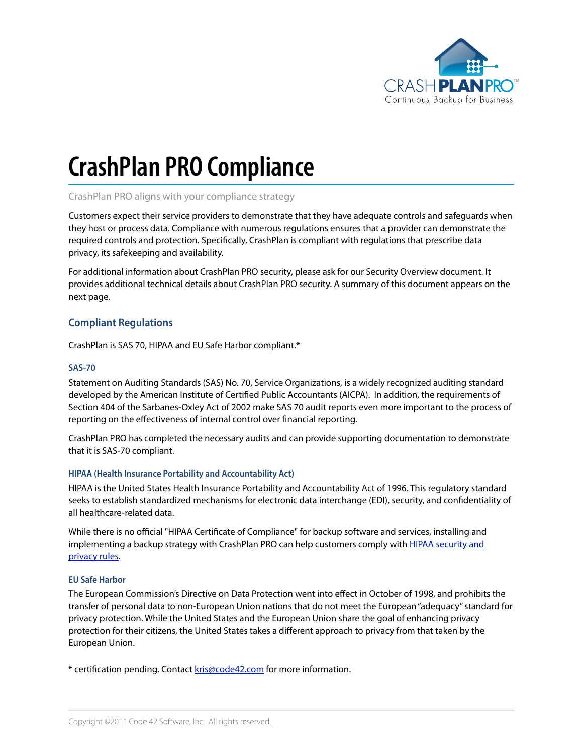# CrashPlan PRO Compliance

CrashPlan PRO aligns with your compliance strategy

Customers expect their service providers to demonstrate that they have adequate controls and safeguards when they host or process data. Compliance with numerous regulations ensures that a provider can demonstrate the required controls and protection. Specifically, CrashPlan is compliant with regulations that prescribe data privacy, its safekeeping and availability.

For additional information about CrashPlan PRO security, please ask for our Security Overview document. It provides additional technical details about CrashPlan PRO security. A summary of this document appears on the next page.

## Compliant Regulations

CrashPlan is SAS 70, HIPAA and EU Safe Harbor compliant.*

### SAS-70

Statement on Auditing Standards (SAS) No. 70, Service Organizations, is a widely recognized auditing standard developed by the American Institute of Certified Public Accountants (AICPA). In addition, the requirements of Section 404 of the Sarbanes-Oxley Act of 2002 make SAS 70 audit reports even more important to the process of reporting on the effectiveness of internal control over financial reporting.

CrashPlan PRO has completed the necessary audits and can provide supporting documentation to demonstrate that it is SAS-70 compliant.

### HIPAA (Health Insurance Portability and Accountability Act)

HIPAA is the United States Health Insurance Portability and Accountability Act of 1996. This regulatory standard seeks to establish standardized mechanisms for electronic data interchange (EDI), security, and confidentiality of all healthcare-related data.

While there is no official "HIPAA Certificate of Compliance" for backup software and services, installing and implementing a backup strategy with CrashPlan PRO can help customers comply with HIPAA security and privacy rules.

### EU Safe Harbor

The European Commission's Directive on Data Protection went into effect in October of 1998, and prohibits the transfer of personal data to non-European Union nations that do not meet the European "adequacy" standard for privacy protection. While the United States and the European Union share the goal of enhancing privacy protection for their citizens, the United States takes a different approach to privacy from that taken by the European Union.

* certification pending. Contact kris@code42.com for more information.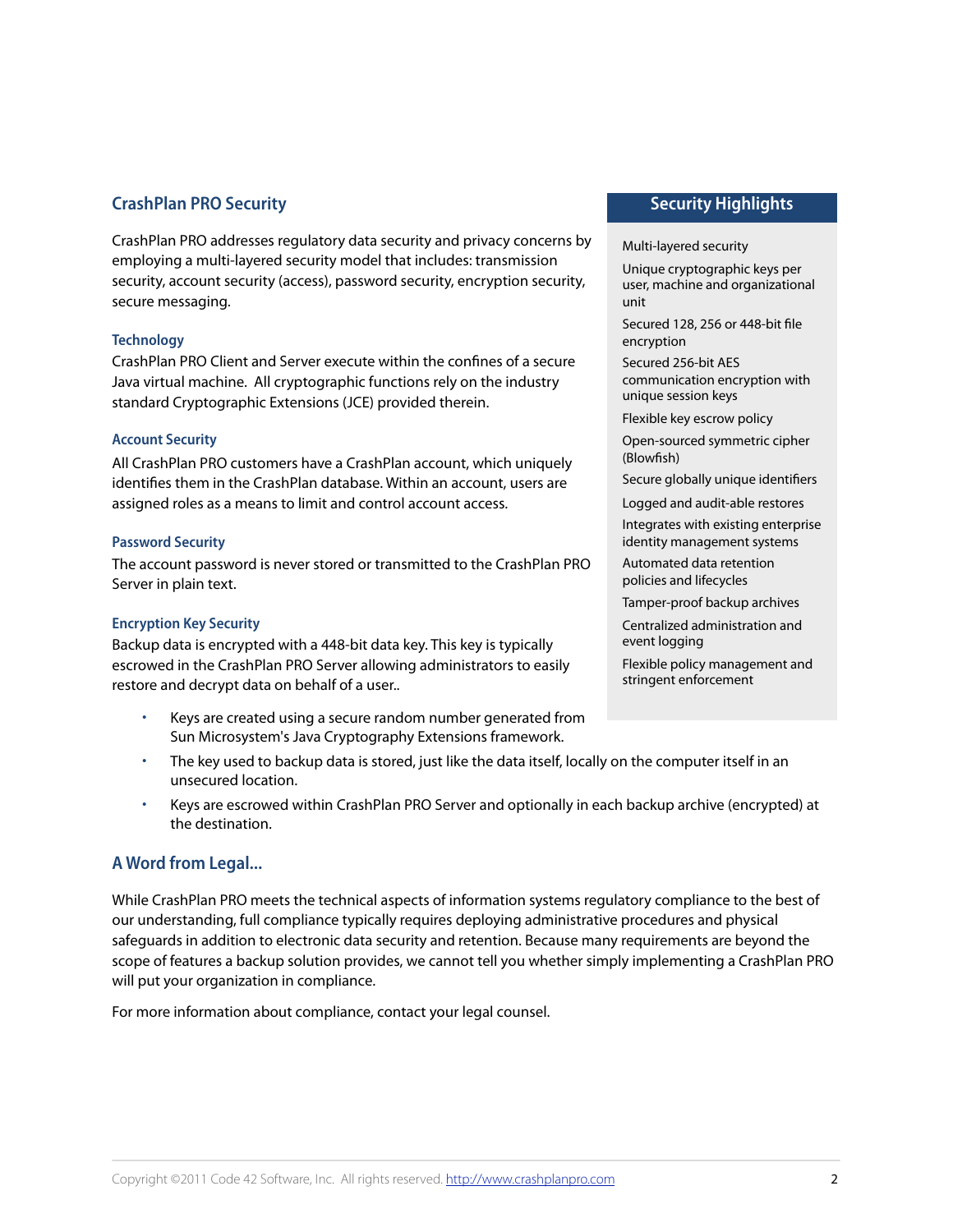## CrashPlan PRO Security

CrashPlan PRO addresses regulatory data security and privacy concerns by employing a multi-layered security model that includes: transmission security, account security (access), password security, encryption security, secure messaging.

### Technology

CrashPlan PRO Client and Server execute within the confines of a secure Java virtual machine. All cryptographic functions rely on the industry standard Cryptographic Extensions (JCE) provided therein.

### Account Security

All CrashPlan PRO customers have a CrashPlan account, which uniquely identifies them in the CrashPlan database. Within an account, users are assigned roles as a means to limit and control account access.

### Password Security

The account password is never stored or transmitted to the CrashPlan PRO Server in plain text.

### Encryption Key Security

Backup data is encrypted with a 448-bit data key. This key is typically escrowed in the CrashPlan PRO Server allowing administrators to easily restore and decrypt data on behalf of a user..

- Keys are created using a secure random number generated from Sun Microsystem's Java Cryptography Extensions framework.
- The key used to backup data is stored, just like the data itself, locally on the computer itself in an unsecured location.
- Keys are escrowed within CrashPlan PRO Server and optionally in each backup archive (encrypted) at the destination.

## Security Highlights

- Multi-layered security
- Unique cryptographic keys per user, machine and organizational unit
- Secured 128, 256 or 448-bit file encryption
- Secured 256-bit AES communication encryption with unique session keys
- Flexible key escrow policy
- Open-sourced symmetric cipher (Blowfish)
- Secure globally unique identifiers
- Logged and audit-able restores
- Integrates with existing enterprise identity management systems
- Automated data retention policies and lifecycles
- Tamper-proof backup archives
- Centralized administration and event logging
- Flexible policy management and stringent enforcement

## A Word from Legal...

While CrashPlan PRO meets the technical aspects of information systems regulatory compliance to the best of our understanding, full compliance typically requires deploying administrative procedures and physical safeguards in addition to electronic data security and retention. Because many requirements are beyond the scope of features a backup solution provides, we cannot tell you whether simply implementing a CrashPlan PRO will put your organization in compliance.

For more information about compliance, contact your legal counsel.

Copyright ©2011 Code 42 Software, Inc. All rights reserved. http://www.crashplanpro.com